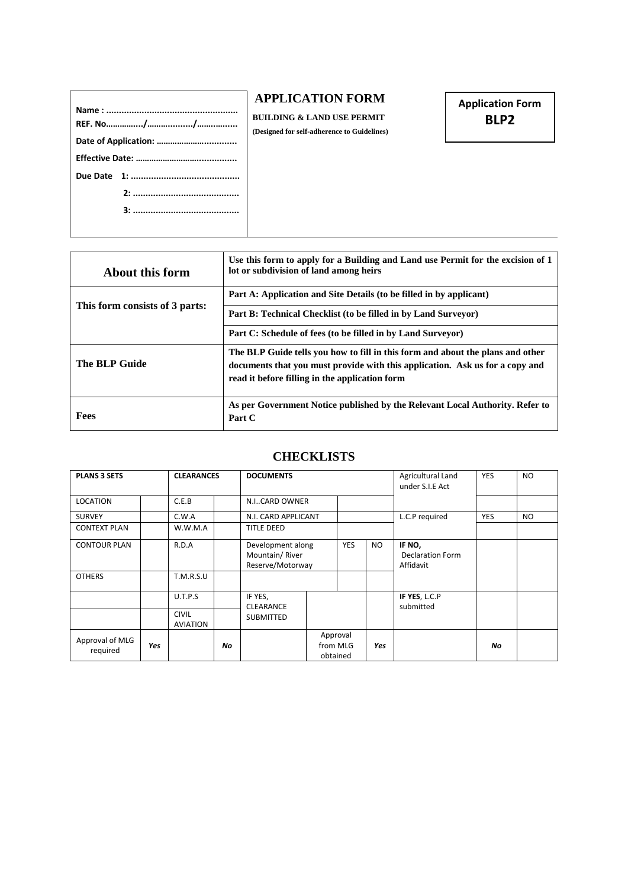| |
|---|
| **Name : ....................................................** |
| **REF. No................/.................../................** |
| **Date of Application: ....................................** |
| **Effective Date: ............................................** |
| **Due Date 1: ...........................................** |
| **2: ...........................................** |
| **3: ...........................................** |

# APPLICATION FORM

**BUILDING & LAND USE PERMIT**

**(Designed for self-adherence to Guidelines)**

**Application Form**
**BLP2**

| | |
|---|---|
| **About this form** | **Use this form to apply for a Building and Land use Permit for the excision of 1 lot or subdivision of land among heirs** |
| **This form consists of 3 parts:** | **Part A: Application and Site Details (to be filled in by applicant)** |
| | **Part B: Technical Checklist (to be filled in by Land Surveyor)** |
| | **Part C: Schedule of fees (to be filled in by Land Surveyor)** |
| **The BLP Guide** | **The BLP Guide tells you how to fill in this form and about the plans and other documents that you must provide with this application. Ask us for a copy and read it before filling in the application form** |
| **Fees** | **As per Government Notice published by the Relevant Local Authority. Refer to Part C** |

## CHECKLISTS

| **PLANS 3 SETS** | | **CLEARANCES** | | **DOCUMENTS** | | | | Agricultural Land under S.I.E Act | YES | NO |
|---|---|---|---|---|---|---|---|---|---|---|
| LOCATION | | C.E.B | | N.I..CARD OWNER | | | | | | |
| SURVEY | | C.W.A | | N.I. CARD APPLICANT | | | | L.C.P required | YES | NO |
| CONTEXT PLAN | | W.W.M.A | | TITLE DEED | | | | | | |
| CONTOUR PLAN | | R.D.A | | Development along Mountain/ River Reserve/Motorway | | YES | NO | **IF NO,** Declaration Form Affidavit | | |
| OTHERS | | T.M.R.S.U | | | | | | | | |
| | | U.T.P.S | | IF YES, CLEARANCE SUBMITTED | | | | **IF YES**, L.C.P submitted | | |
| | | CIVIL AVIATION | | | | | | | | |
| Approval of MLG required | ***Yes*** | | ***No*** | | Approval from MLG obtained | | ***Yes*** | | ***No*** | |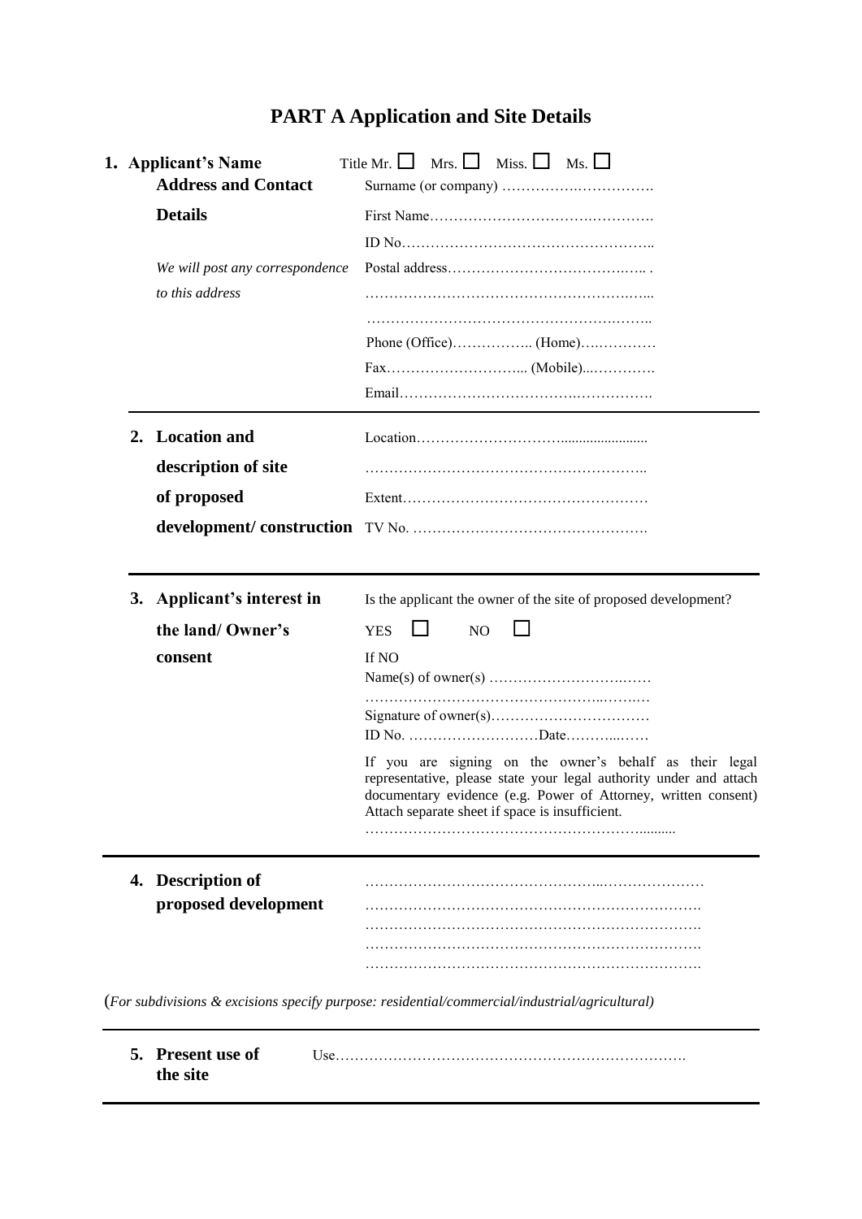# PART A Application and Site Details

| | |
|---|---|
| **1. Applicant's Name Address and Contact Details** <br> *We will post any correspondence to this address* | Title Mr. ☐ Mrs. ☐ Miss. ☐ Ms. ☐ <br> Surname (or company) ……………………………. <br> First Name………………………………………. <br> ID No…………………………………………….. <br> Postal address………………………………… . <br> ………………………………………………….. <br> ………………………………………………….. <br> Phone (Office)…………….. (Home)…………… <br> Fax……………………….. (Mobile)…………. <br> Email……………………………………………. |
| **2. Location and description of site of proposed development/ construction** | Location………………………………………… <br> ……………………………………………….. <br> Extent…………………………………………… <br> TV No. …………………………………………. |
| **3. Applicant's interest in the land/ Owner's consent** | Is the applicant the owner of the site of proposed development? <br> YES ☐ NO ☐ <br> If NO <br> Name(s) of owner(s) …………………………… <br> …………………………………………………… <br> Signature of owner(s)…………………………… <br> ID No. ………………………Date…………… <br> If you are signing on the owner's behalf as their legal representative, please state your legal authority under and attach documentary evidence (e.g. Power of Attorney, written consent) Attach separate sheet if space is insufficient. <br> ……………………………………………………… |
| **4. Description of proposed development** | ……………………………………………………… <br> ……………………………………………………… <br> ……………………………………………………… <br> ……………………………………………………… <br> ……………………………………………………… |

(*For subdivisions & excisions specify purpose: residential/commercial/industrial/agricultural)*

| | |
|---|---|
| **5. Present use of the site** | Use……………………………………………………………… |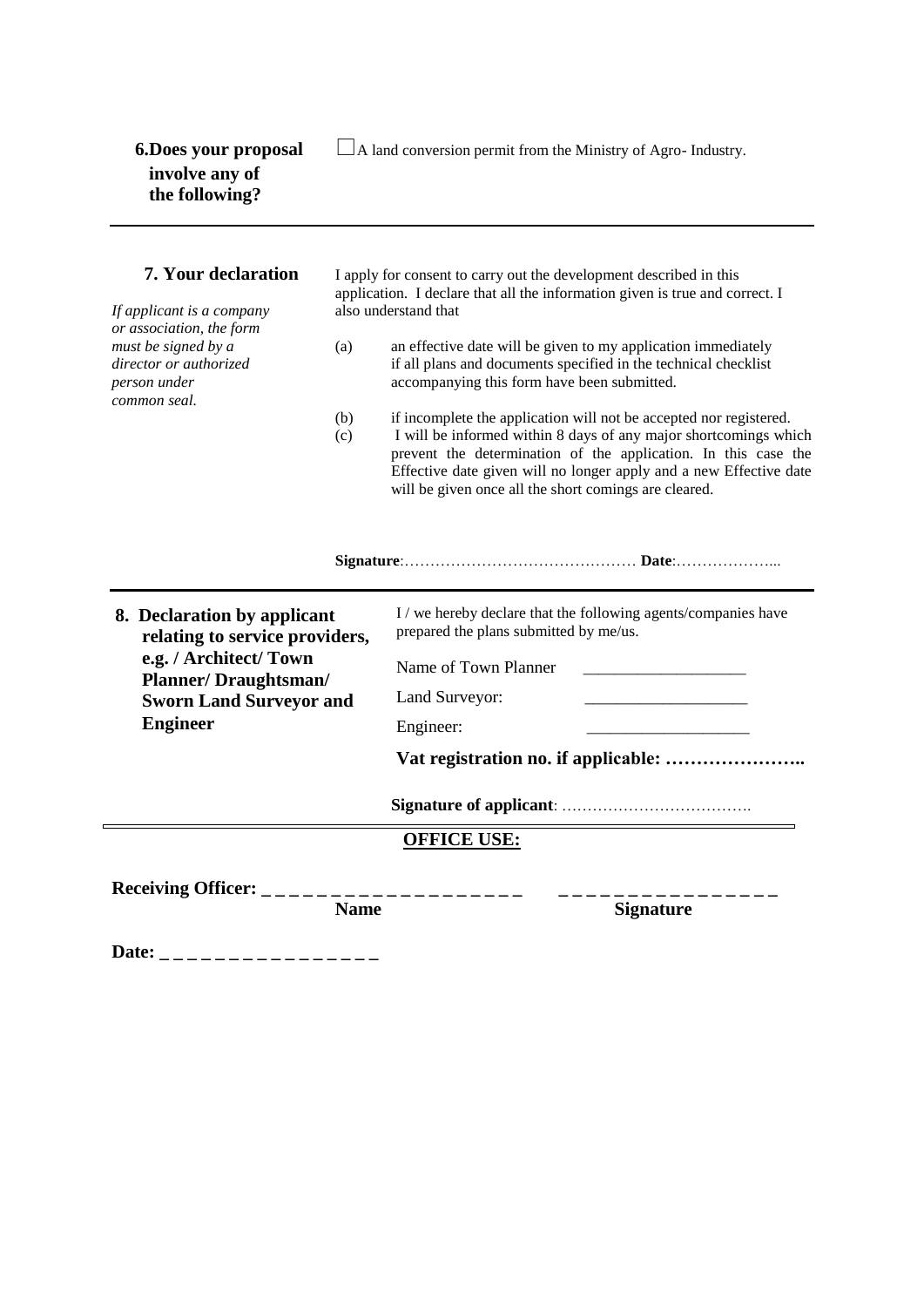**6. Does your proposal involve any of the following?**

☐ A land conversion permit from the Ministry of Agro- Industry.

---

**7. Your declaration**

*If applicant is a company or association, the form must be signed by a director or authorized person under common seal.*

I apply for consent to carry out the development described in this application. I declare that all the information given is true and correct. I also understand that

(a) an effective date will be given to my application immediately if all plans and documents specified in the technical checklist accompanying this form have been submitted.

(b) if incomplete the application will not be accepted nor registered.

(c) I will be informed within 8 days of any major shortcomings which prevent the determination of the application. In this case the Effective date given will no longer apply and a new Effective date will be given once all the short comings are cleared.

**Signature**:……………………………………… **Date**:………………...

---

**8. Declaration by applicant relating to service providers, e.g. / Architect/ Town Planner/ Draughtsman/ Sworn Land Surveyor and Engineer**

I / we hereby declare that the following agents/companies have prepared the plans submitted by me/us.

Name of Town Planner ___________________

Land Surveyor: ___________________

Engineer: ___________________

**Vat registration no. if applicable: …………………..**

**Signature of applicant**: ……………………………….

---

**OFFICE USE:**

**Receiving Officer:** _ _ _ _ _ _ _ _ _ _ _ _ _ _ _ _ _ _ _ _ &nbsp;&nbsp;&nbsp; _ _ _ _ _ _ _ _ _ _ _ _ _ _ _ _

**Name** &nbsp;&nbsp;&nbsp; **Signature**

**Date:** _ _ _ _ _ _ _ _ _ _ _ _ _ _ _ _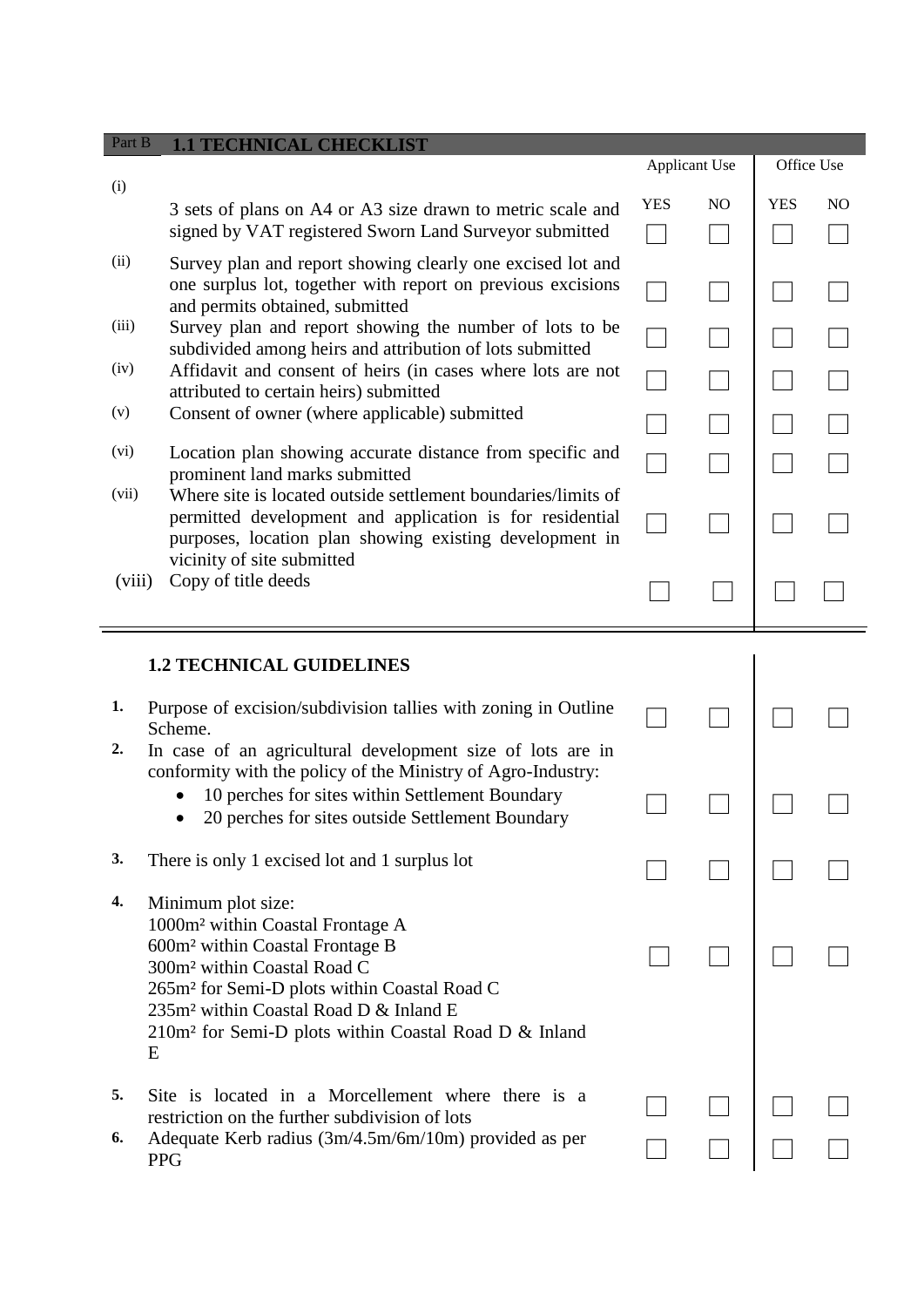## Part B 1.1 TECHNICAL CHECKLIST

| | | Applicant Use | | Office Use | |
|---|---|---|---|---|---|
| | | YES | NO | YES | NO |
| (i) | 3 sets of plans on A4 or A3 size drawn to metric scale and signed by VAT registered Sworn Land Surveyor submitted | ☐ | ☐ | ☐ | ☐ |
| (ii) | Survey plan and report showing clearly one excised lot and one surplus lot, together with report on previous excisions and permits obtained, submitted | ☐ | ☐ | ☐ | ☐ |
| (iii) | Survey plan and report showing the number of lots to be subdivided among heirs and attribution of lots submitted | ☐ | ☐ | ☐ | ☐ |
| (iv) | Affidavit and consent of heirs (in cases where lots are not attributed to certain heirs) submitted | ☐ | ☐ | ☐ | ☐ |
| (v) | Consent of owner (where applicable) submitted | ☐ | ☐ | ☐ | ☐ |
| (vi) | Location plan showing accurate distance from specific and prominent land marks submitted | ☐ | ☐ | ☐ | ☐ |
| (vii) | Where site is located outside settlement boundaries/limits of permitted development and application is for residential purposes, location plan showing existing development in vicinity of site submitted | ☐ | ☐ | ☐ | ☐ |
| (viii) | Copy of title deeds | ☐ | ☐ | ☐ | ☐ |

### 1.2 TECHNICAL GUIDELINES

| | | Applicant YES | Applicant NO | Office YES | Office NO |
|---|---|---|---|---|---|
| **1.** | Purpose of excision/subdivision tallies with zoning in Outline Scheme. | ☐ | ☐ | ☐ | ☐ |
| **2.** | In case of an agricultural development size of lots are in conformity with the policy of the Ministry of Agro-Industry:<br>• 10 perches for sites within Settlement Boundary<br>• 20 perches for sites outside Settlement Boundary | ☐ | ☐ | ☐ | ☐ |
| **3.** | There is only 1 excised lot and 1 surplus lot | ☐ | ☐ | ☐ | ☐ |
| **4.** | Minimum plot size:<br>1000m² within Coastal Frontage A<br>600m² within Coastal Frontage B<br>300m² within Coastal Road C<br>265m² for Semi-D plots within Coastal Road C<br>235m² within Coastal Road D & Inland E<br>210m² for Semi-D plots within Coastal Road D & Inland E | ☐ | ☐ | ☐ | ☐ |
| **5.** | Site is located in a Morcellement where there is a restriction on the further subdivision of lots | ☐ | ☐ | ☐ | ☐ |
| **6.** | Adequate Kerb radius (3m/4.5m/6m/10m) provided as per PPG | ☐ | ☐ | ☐ | ☐ |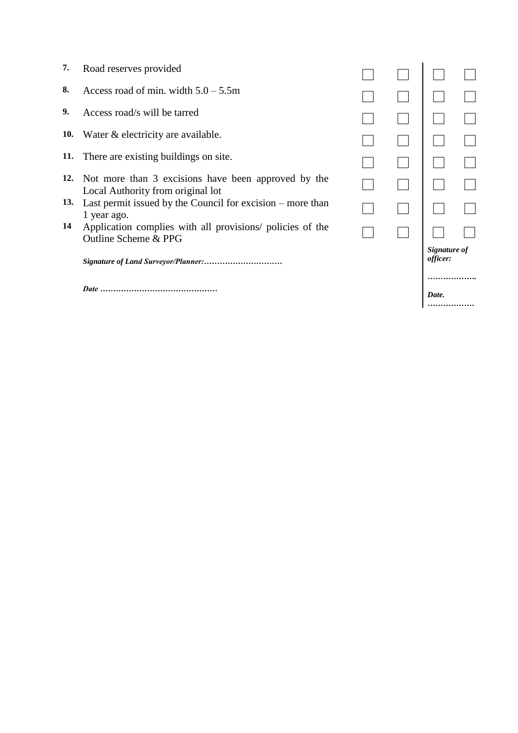| No. | Item | | | | |
|---|---|---|---|---|---|
| **7.** | Road reserves provided | ☐ | ☐ | ☐ | ☐ |
| **8.** | Access road of min. width 5.0 – 5.5m | ☐ | ☐ | ☐ | ☐ |
| **9.** | Access road/s will be tarred | ☐ | ☐ | ☐ | ☐ |
| **10.** | Water & electricity are available. | ☐ | ☐ | ☐ | ☐ |
| **11.** | There are existing buildings on site. | ☐ | ☐ | ☐ | ☐ |
| **12.** | Not more than 3 excisions have been approved by the Local Authority from original lot | ☐ | ☐ | ☐ | ☐ |
| **13.** | Last permit issued by the Council for excision – more than 1 year ago. | ☐ | ☐ | ☐ | ☐ |
| **14** | Application complies with all provisions/ policies of the Outline Scheme & PPG | ☐ | ☐ | ☐ | ☐ |

***Signature of Land Surveyor/Planner:…………………………***

***Date ………………………………………***

***Signature of officer:***

***……………….***

***Date.*** ………………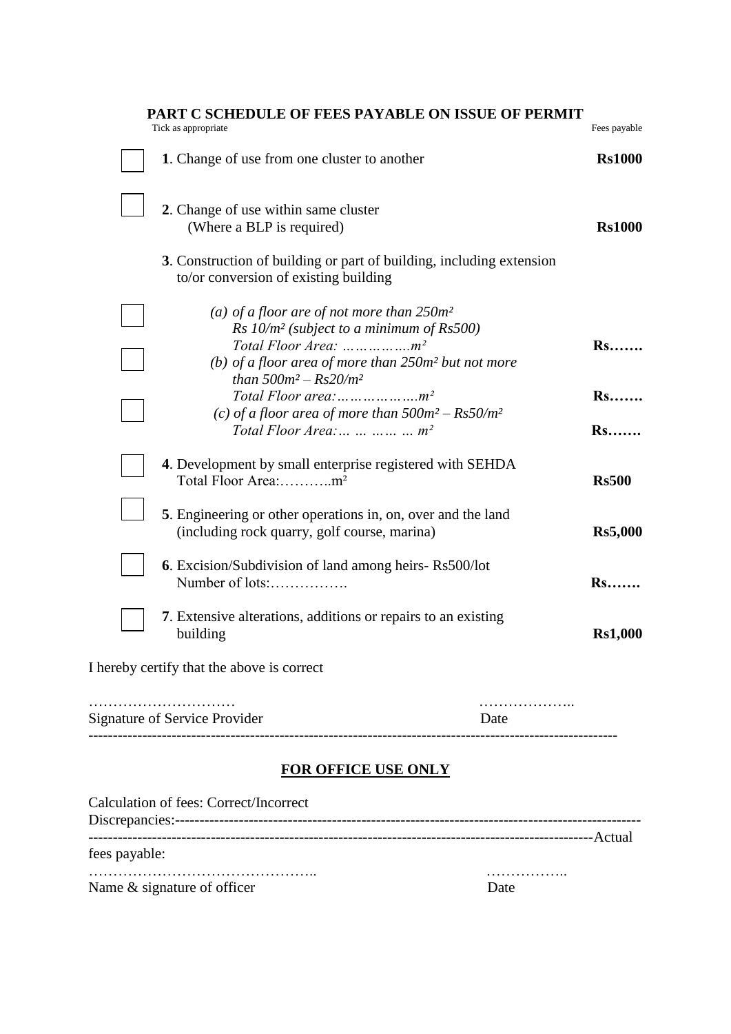## PART C SCHEDULE OF FEES PAYABLE ON ISSUE OF PERMIT

| Tick as appropriate | | Fees payable |
|---|---|---|
| ☐ | **1**. Change of use from one cluster to another | **Rs1000** |
| ☐ | **2**. Change of use within same cluster (Where a BLP is required) | **Rs1000** |
| | **3**. Construction of building or part of building, including extension to/or conversion of existing building | |
| ☐ | *(a) of a floor are of not more than 250m² Rs 10/m² (subject to a minimum of Rs500) Total Floor Area: …………….m²* | **Rs…….** |
| ☐ | *(b) of a floor area of more than 250m² but not more than 500m² – Rs20/m² Total Floor area:……………….m²* | **Rs…….** |
| ☐ | *(c) of a floor area of more than 500m² – Rs50/m² Total Floor Area:… … …… … m²* | **Rs…….** |
| ☐ | **4**. Development by small enterprise registered with SEHDA Total Floor Area:………..m² | **Rs500** |
| ☐ | **5**. Engineering or other operations in, on, over and the land (including rock quarry, golf course, marina) | **Rs5,000** |
| ☐ | **6**. Excision/Subdivision of land among heirs- Rs500/lot Number of lots:……………. | **Rs…….** |
| ☐ | **7**. Extensive alterations, additions or repairs to an existing building | **Rs1,000** |

I hereby certify that the above is correct

…………………………  ………………..
Signature of Service Provider  Date

---

## FOR OFFICE USE ONLY

Calculation of fees: Correct/Incorrect

Discrepancies:-----------------------------------------------------------------------------------------------

-----------------------------------------------------------------------------------------------------Actual fees payable:

………………………………………..  ……………..
Name & signature of officer  Date